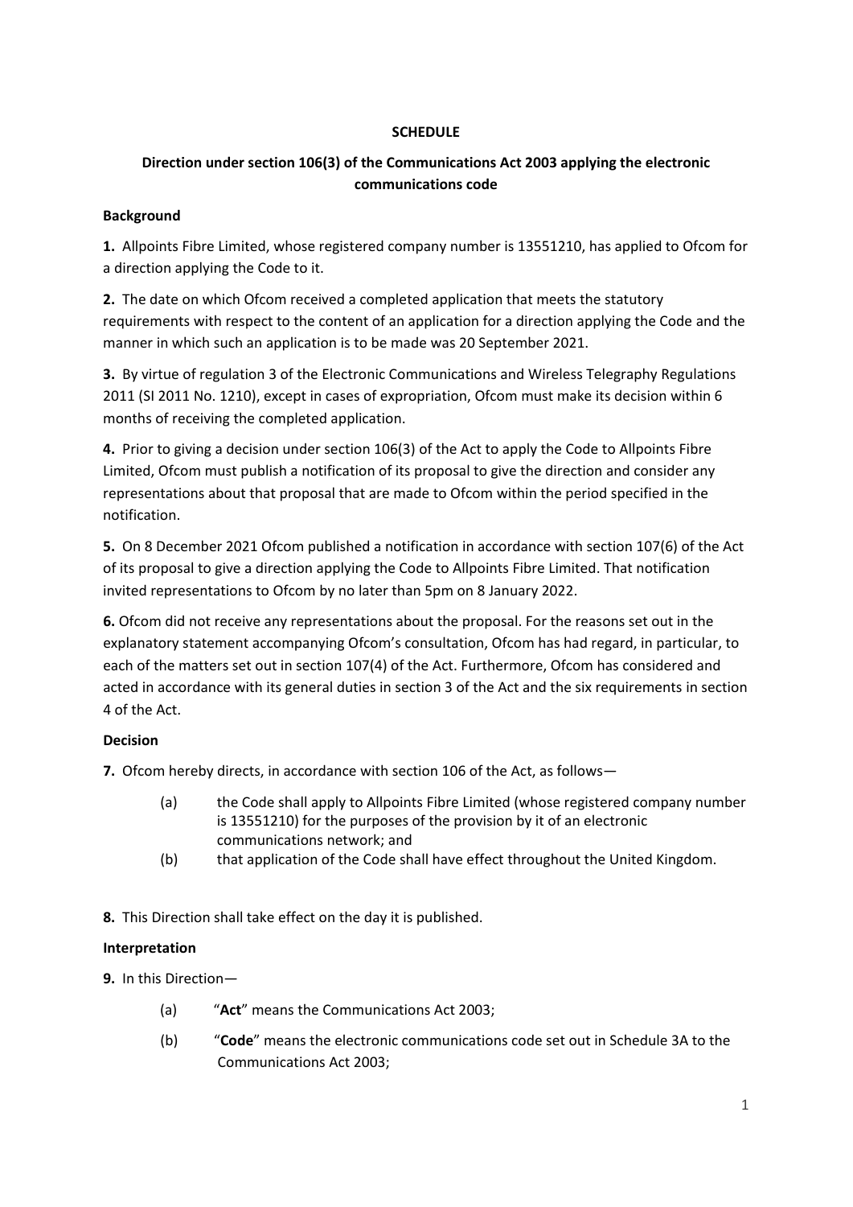**SCHEDULE**

**Direction under section 106(3) of the Communications Act 2003 applying the electronic communications code**

**Background**

**1.** Allpoints Fibre Limited, whose registered company number is 13551210, has applied to Ofcom for a direction applying the Code to it.

**2.** The date on which Ofcom received a completed application that meets the statutory requirements with respect to the content of an application for a direction applying the Code and the manner in which such an application is to be made was 20 September 2021.

**3.** By virtue of regulation 3 of the Electronic Communications and Wireless Telegraphy Regulations 2011 (SI 2011 No. 1210), except in cases of expropriation, Ofcom must make its decision within 6 months of receiving the completed application.

**4.** Prior to giving a decision under section 106(3) of the Act to apply the Code to Allpoints Fibre Limited, Ofcom must publish a notification of its proposal to give the direction and consider any representations about that proposal that are made to Ofcom within the period specified in the notification.

**5.** On 8 December 2021 Ofcom published a notification in accordance with section 107(6) of the Act of its proposal to give a direction applying the Code to Allpoints Fibre Limited. That notification invited representations to Ofcom by no later than 5pm on 8 January 2022.

**6.** Ofcom did not receive any representations about the proposal. For the reasons set out in the explanatory statement accompanying Ofcom's consultation, Ofcom has had regard, in particular, to each of the matters set out in section 107(4) of the Act. Furthermore, Ofcom has considered and acted in accordance with its general duties in section 3 of the Act and the six requirements in section 4 of the Act.

**Decision**

**7.** Ofcom hereby directs, in accordance with section 106 of the Act, as follows—

(a) the Code shall apply to Allpoints Fibre Limited (whose registered company number is 13551210) for the purposes of the provision by it of an electronic communications network; and

(b) that application of the Code shall have effect throughout the United Kingdom.

**8.** This Direction shall take effect on the day it is published.

**Interpretation**

**9.** In this Direction—

(a) "**Act**" means the Communications Act 2003;

(b) "**Code**" means the electronic communications code set out in Schedule 3A to the Communications Act 2003;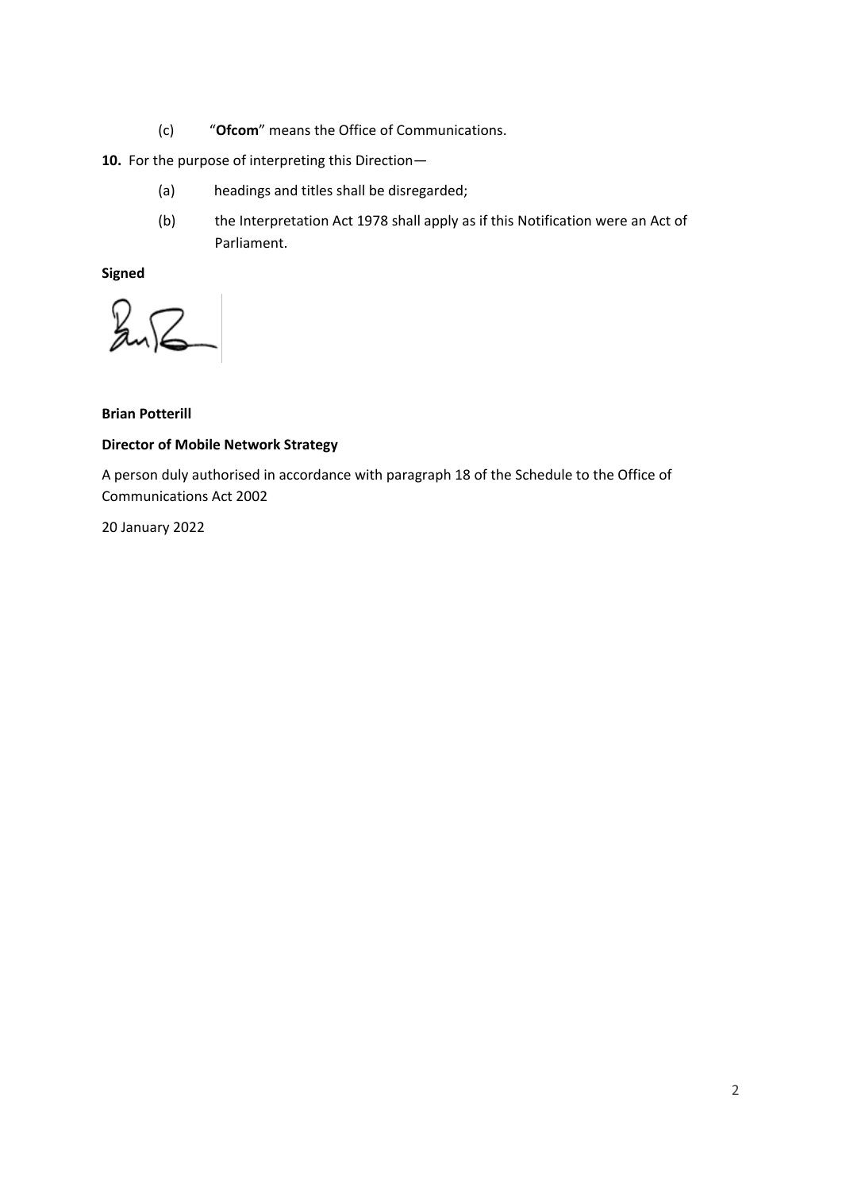(c) "**Ofcom**" means the Office of Communications.

**10.** For the purpose of interpreting this Direction—

(a) headings and titles shall be disregarded;

(b) the Interpretation Act 1978 shall apply as if this Notification were an Act of Parliament.

**Signed**

**Brian Potterill**

**Director of Mobile Network Strategy**

A person duly authorised in accordance with paragraph 18 of the Schedule to the Office of Communications Act 2002

20 January 2022